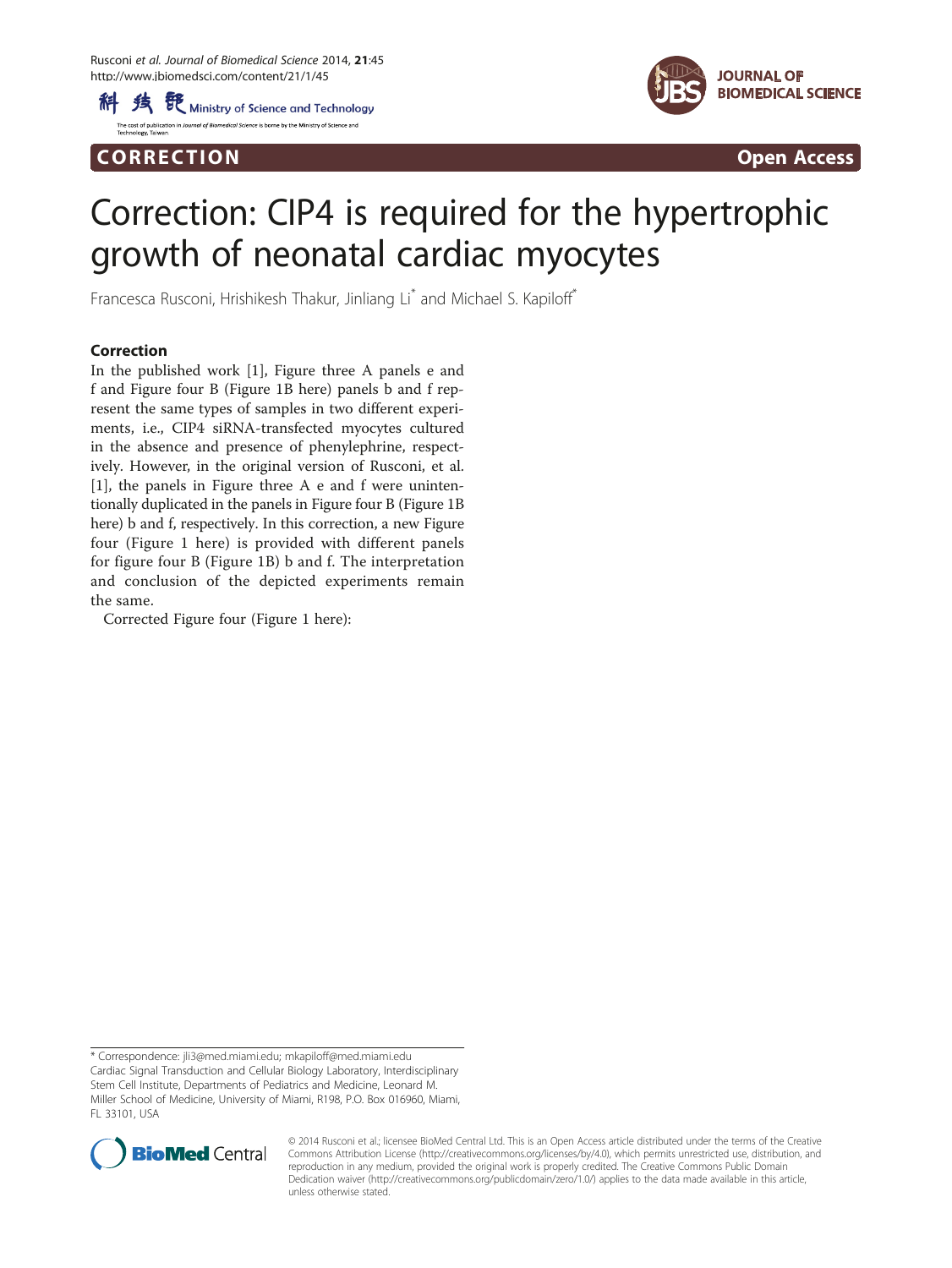**CORRECTION** **Open Access**

# Correction: CIP4 is required for the hypertrophic growth of neonatal cardiac myocytes

Francesca Rusconi, Hrishikesh Thakur, Jinliang Li* and Michael S. Kapiloff*

## Correction

In the published work [1], Figure three A panels e and f and Figure four B (Figure 1B here) panels b and f represent the same types of samples in two different experiments, i.e., CIP4 siRNA-transfected myocytes cultured in the absence and presence of phenylephrine, respectively. However, in the original version of Rusconi, et al. [1], the panels in Figure three A e and f were unintentionally duplicated in the panels in Figure four B (Figure 1B here) b and f, respectively. In this correction, a new Figure four (Figure 1 here) is provided with different panels for figure four B (Figure 1B) b and f. The interpretation and conclusion of the depicted experiments remain the same.

Corrected Figure four (Figure 1 here):

* Correspondence: jli3@med.miami.edu; mkapiloff@med.miami.edu
Cardiac Signal Transduction and Cellular Biology Laboratory, Interdisciplinary Stem Cell Institute, Departments of Pediatrics and Medicine, Leonard M. Miller School of Medicine, University of Miami, R198, P.O. Box 016960, Miami, FL 33101, USA

© 2014 Rusconi et al.; licensee BioMed Central Ltd. This is an Open Access article distributed under the terms of the Creative Commons Attribution License (http://creativecommons.org/licenses/by/4.0), which permits unrestricted use, distribution, and reproduction in any medium, provided the original work is properly credited. The Creative Commons Public Domain Dedication waiver (http://creativecommons.org/publicdomain/zero/1.0/) applies to the data made available in this article, unless otherwise stated.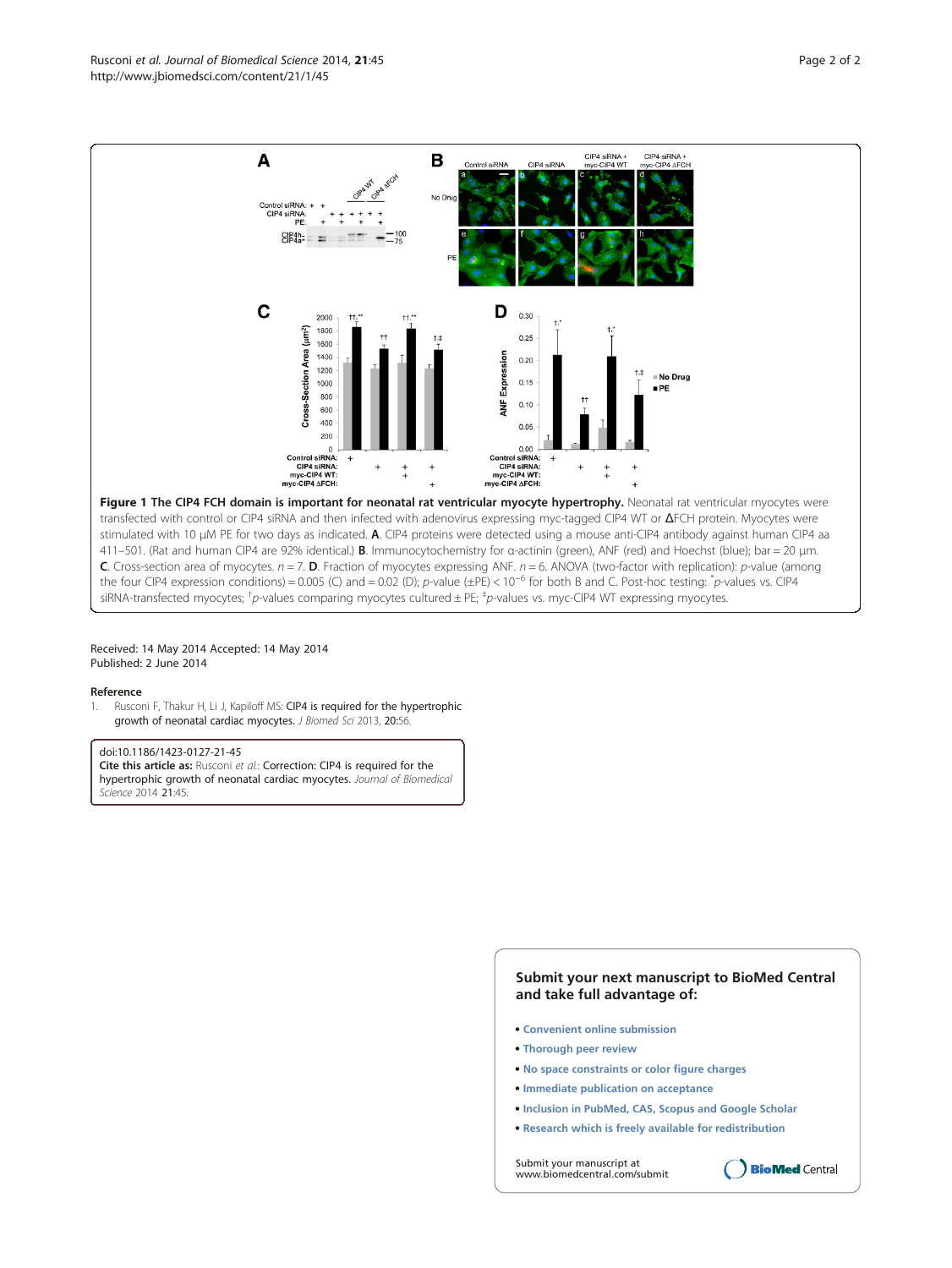A

Control siRNA: + +

CIP4 siRNA: + + + + + +

PE: + + + +

CIP4 WT

CIP4 ΔFCH

CIP4b-

CIP4a-

100

75

B

Control siRNA CIP4 siRNA CIP4 siRNA + myc-CIP4 WT CIP4 siRNA + myc-CIP4 ΔFCH

No Drug

PE

a b c d e f g h

C

Cross-Section Area (μm²)

2000 1800 1600 1400 1200 1000 800 600 400 200 0

††,** †† ††,** †,‡

Control siRNA: +

CIP4 siRNA: + + +

myc-CIP4 WT: +

myc-CIP4 ΔFCH: +

D

ANF Expression

0.30 0.25 0.20 0.15 0.10 0.05 0.00

†,* †† †,* †,‡

No Drug

PE

Control siRNA: +

CIP4 siRNA: + + +

myc-CIP4 WT: +

myc-CIP4 ΔFCH: +

**Figure 1 The CIP4 FCH domain is important for neonatal rat ventricular myocyte hypertrophy.** Neonatal rat ventricular myocytes were transfected with control or CIP4 siRNA and then infected with adenovirus expressing myc-tagged CIP4 WT or ΔFCH protein. Myocytes were stimulated with 10 μM PE for two days as indicated. **A**. CIP4 proteins were detected using a mouse anti-CIP4 antibody against human CIP4 aa 411–501. (Rat and human CIP4 are 92% identical.) **B**. Immunocytochemistry for α-actinin (green), ANF (red) and Hoechst (blue); bar = 20 μm. **C**. Cross-section area of myocytes. $n = 7$. **D**. Fraction of myocytes expressing ANF. $n = 6$. ANOVA (two-factor with replication): $p$-value (among the four CIP4 expression conditions) = 0.005 (C) and = 0.02 (D); $p$-value (±PE) < $10^{-6}$ for both B and C. Post-hoc testing: *$p$-values vs. CIP4 siRNA-transfected myocytes; †$p$-values comparing myocytes cultured ± PE; ‡$p$-values vs. myc-CIP4 WT expressing myocytes.

Received: 14 May 2014 Accepted: 14 May 2014
Published: 2 June 2014

## Reference

1. Rusconi F, Thakur H, Li J, Kapiloff MS: CIP4 is required for the hypertrophic growth of neonatal cardiac myocytes. *J Biomed Sci* 2013, **20**:56.

doi:10.1186/1423-0127-21-45
**Cite this article as:** Rusconi *et al.*: Correction: CIP4 is required for the hypertrophic growth of neonatal cardiac myocytes. *Journal of Biomedical Science* 2014 **21**:45.

**Submit your next manuscript to BioMed Central and take full advantage of:**

- Convenient online submission
- Thorough peer review
- No space constraints or color figure charges
- Immediate publication on acceptance
- Inclusion in PubMed, CAS, Scopus and Google Scholar
- Research which is freely available for redistribution

Submit your manuscript at
www.biomedcentral.com/submit

BioMed Central